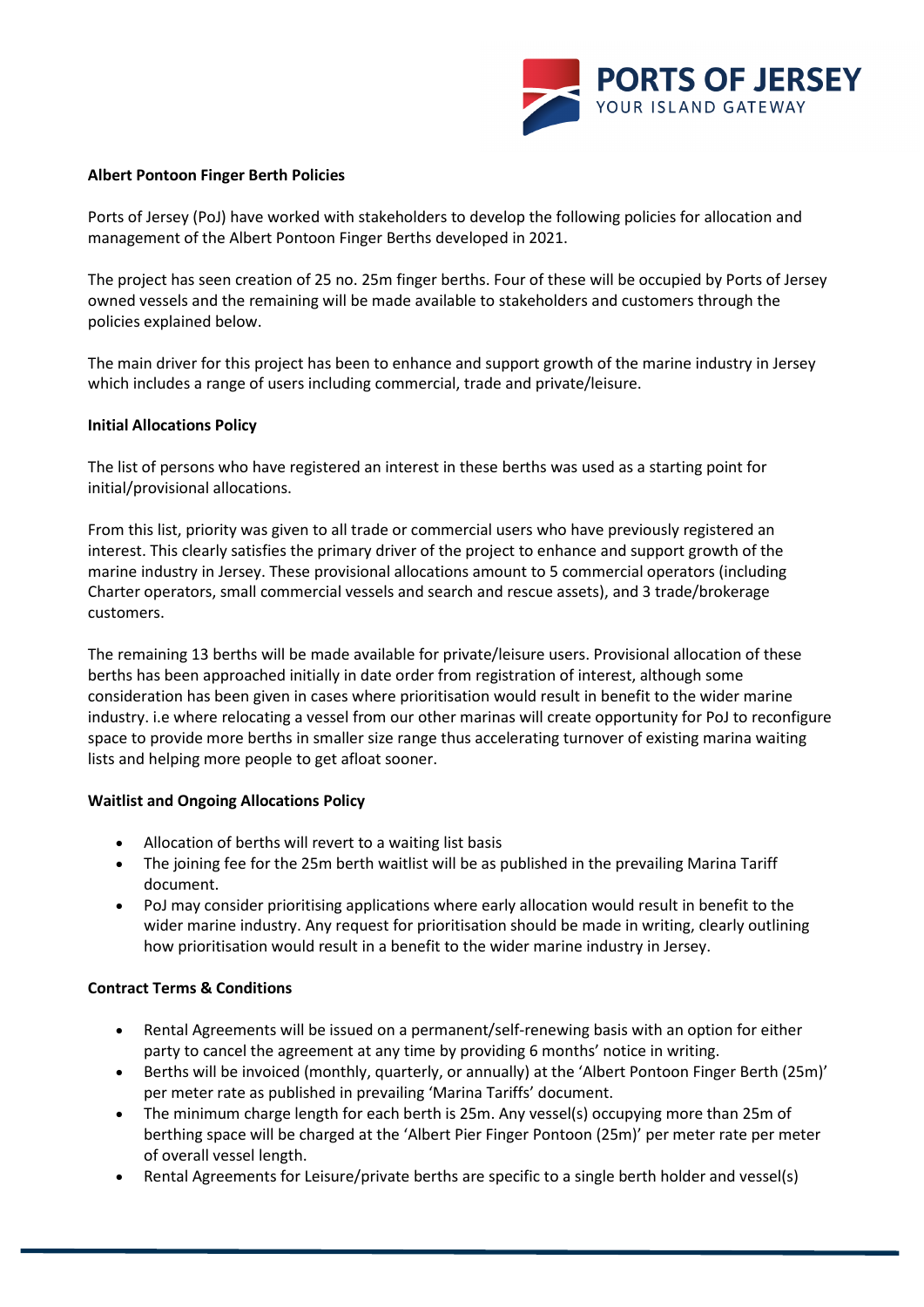## Albert Pontoon Finger Berth Policies

Ports of Jersey (PoJ) have worked with stakeholders to develop the following policies for allocation and management of the Albert Pontoon Finger Berths developed in 2021.

The project has seen creation of 25 no. 25m finger berths. Four of these will be occupied by Ports of Jersey owned vessels and the remaining will be made available to stakeholders and customers through the policies explained below.

The main driver for this project has been to enhance and support growth of the marine industry in Jersey which includes a range of users including commercial, trade and private/leisure.

### Initial Allocations Policy

The list of persons who have registered an interest in these berths was used as a starting point for initial/provisional allocations.

From this list, priority was given to all trade or commercial users who have previously registered an interest. This clearly satisfies the primary driver of the project to enhance and support growth of the marine industry in Jersey. These provisional allocations amount to 5 commercial operators (including Charter operators, small commercial vessels and search and rescue assets), and 3 trade/brokerage customers.

The remaining 13 berths will be made available for private/leisure users. Provisional allocation of these berths has been approached initially in date order from registration of interest, although some consideration has been given in cases where prioritisation would result in benefit to the wider marine industry. i.e where relocating a vessel from our other marinas will create opportunity for PoJ to reconfigure space to provide more berths in smaller size range thus accelerating turnover of existing marina waiting lists and helping more people to get afloat sooner.

### Waitlist and Ongoing Allocations Policy

- Allocation of berths will revert to a waiting list basis
- The joining fee for the 25m berth waitlist will be as published in the prevailing Marina Tariff document.
- PoJ may consider prioritising applications where early allocation would result in benefit to the wider marine industry. Any request for prioritisation should be made in writing, clearly outlining how prioritisation would result in a benefit to the wider marine industry in Jersey.

### Contract Terms & Conditions

- Rental Agreements will be issued on a permanent/self-renewing basis with an option for either party to cancel the agreement at any time by providing 6 months' notice in writing.
- Berths will be invoiced (monthly, quarterly, or annually) at the 'Albert Pontoon Finger Berth (25m)' per meter rate as published in prevailing 'Marina Tariffs' document.
- The minimum charge length for each berth is 25m. Any vessel(s) occupying more than 25m of berthing space will be charged at the 'Albert Pier Finger Pontoon (25m)' per meter rate per meter of overall vessel length.
- Rental Agreements for Leisure/private berths are specific to a single berth holder and vessel(s)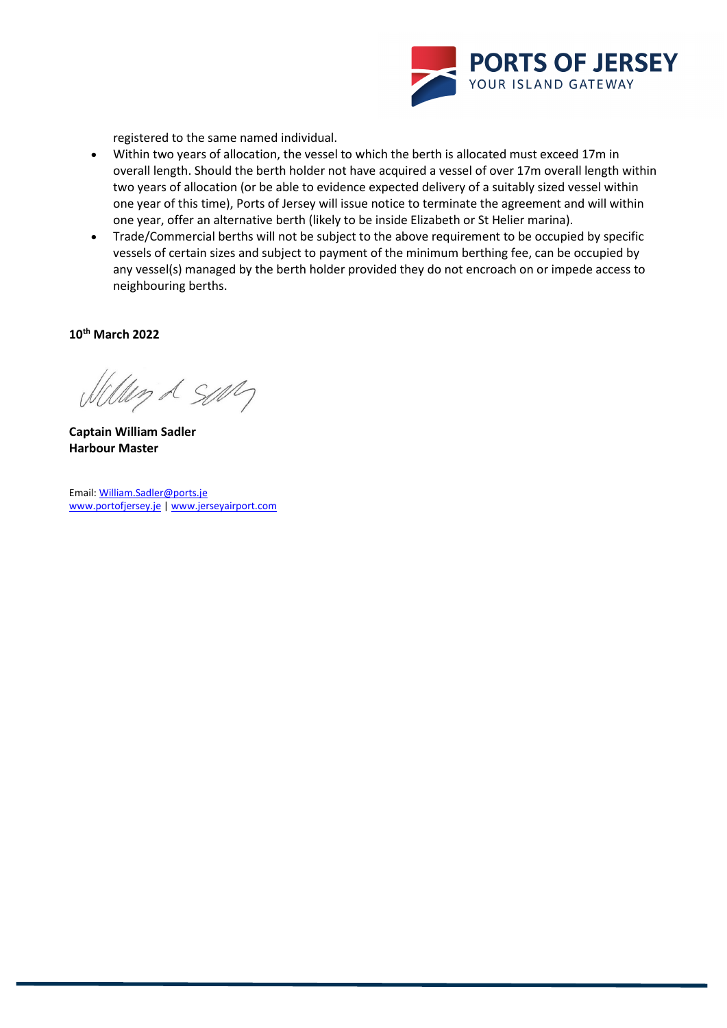registered to the same named individual.

- Within two years of allocation, the vessel to which the berth is allocated must exceed 17m in overall length. Should the berth holder not have acquired a vessel of over 17m overall length within two years of allocation (or be able to evidence expected delivery of a suitably sized vessel within one year of this time), Ports of Jersey will issue notice to terminate the agreement and will within one year, offer an alternative berth (likely to be inside Elizabeth or St Helier marina).
- Trade/Commercial berths will not be subject to the above requirement to be occupied by specific vessels of certain sizes and subject to payment of the minimum berthing fee, can be occupied by any vessel(s) managed by the berth holder provided they do not encroach on or impede access to neighbouring berths.

**10th March 2022**

**Captain William Sadler**
**Harbour Master**

Email: William.Sadler@ports.je
www.portofjersey.je | www.jerseyairport.com